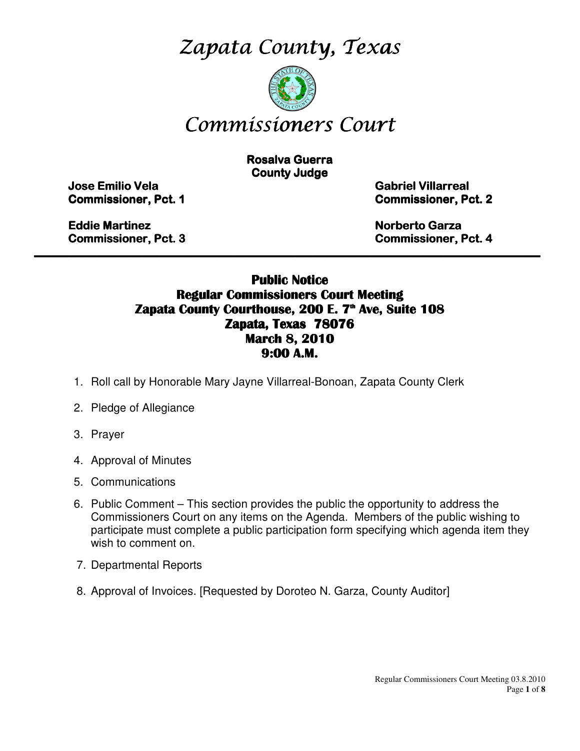# *Zapata County, Texas*

# *Commissioners Court*

**Rosalva Guerra**
**County Judge**

**Jose Emilio Vela**
**Commissioner, Pct. 1**

**Gabriel Villarreal**
**Commissioner, Pct. 2**

**Eddie Martinez**
**Commissioner, Pct. 3**

**Norberto Garza**
**Commissioner, Pct. 4**

---

## Public Notice
## Regular Commissioners Court Meeting
## Zapata County Courthouse, 200 E. 7th Ave, Suite 108
## Zapata, Texas 78076
## March 8, 2010
## 9:00 A.M.

1. Roll call by Honorable Mary Jayne Villarreal-Bonoan, Zapata County Clerk
2. Pledge of Allegiance
3. Prayer
4. Approval of Minutes
5. Communications
6. Public Comment – This section provides the public the opportunity to address the Commissioners Court on any items on the Agenda. Members of the public wishing to participate must complete a public participation form specifying which agenda item they wish to comment on.
7. Departmental Reports
8. Approval of Invoices. [Requested by Doroteo N. Garza, County Auditor]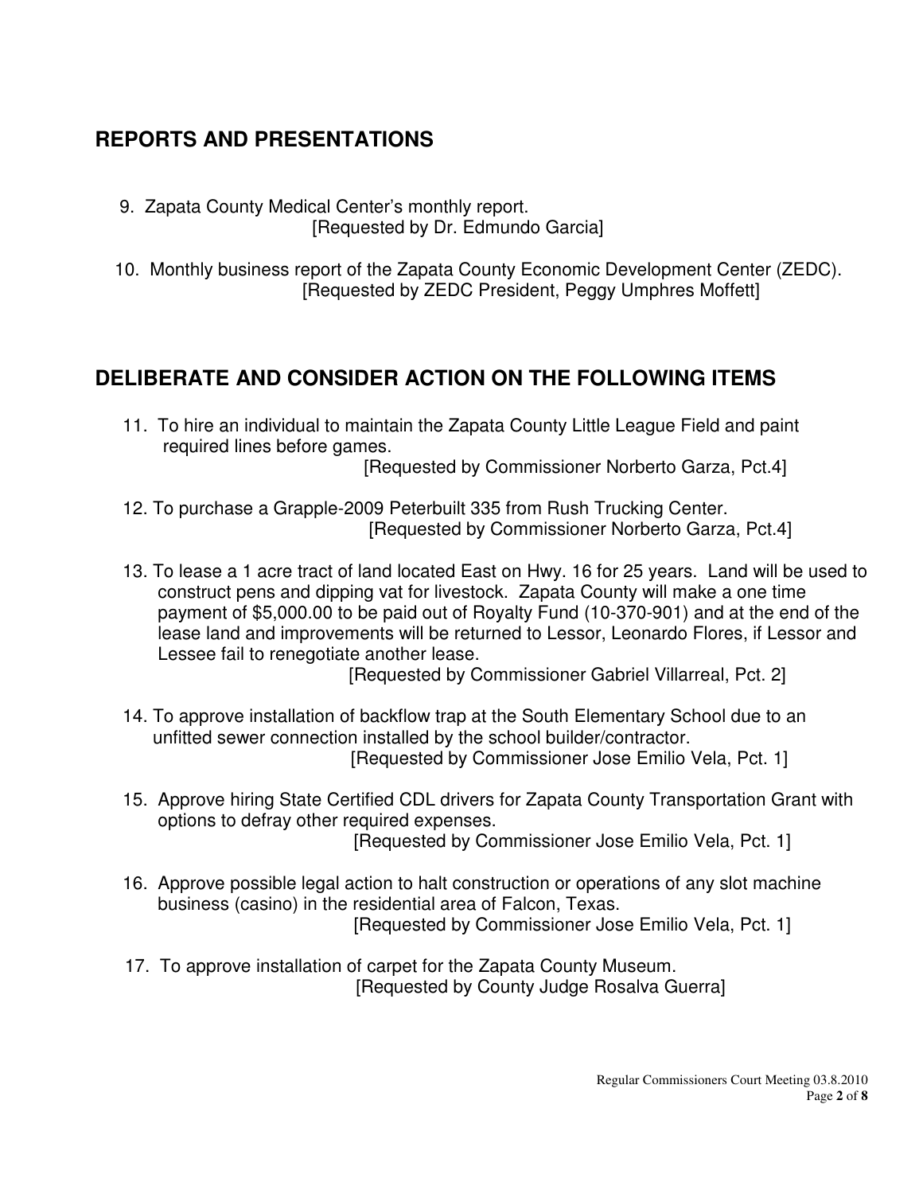## REPORTS AND PRESENTATIONS

9. Zapata County Medical Center's monthly report.
   [Requested by Dr. Edmundo Garcia]

10. Monthly business report of the Zapata County Economic Development Center (ZEDC).
    [Requested by ZEDC President, Peggy Umphres Moffett]

## DELIBERATE AND CONSIDER ACTION ON THE FOLLOWING ITEMS

11. To hire an individual to maintain the Zapata County Little League Field and paint required lines before games.
    [Requested by Commissioner Norberto Garza, Pct.4]

12. To purchase a Grapple-2009 Peterbuilt 335 from Rush Trucking Center.
    [Requested by Commissioner Norberto Garza, Pct.4]

13. To lease a 1 acre tract of land located East on Hwy. 16 for 25 years. Land will be used to construct pens and dipping vat for livestock. Zapata County will make a one time payment of $5,000.00 to be paid out of Royalty Fund (10-370-901) and at the end of the lease land and improvements will be returned to Lessor, Leonardo Flores, if Lessor and Lessee fail to renegotiate another lease.
    [Requested by Commissioner Gabriel Villarreal, Pct. 2]

14. To approve installation of backflow trap at the South Elementary School due to an unfitted sewer connection installed by the school builder/contractor.
    [Requested by Commissioner Jose Emilio Vela, Pct. 1]

15. Approve hiring State Certified CDL drivers for Zapata County Transportation Grant with options to defray other required expenses.
    [Requested by Commissioner Jose Emilio Vela, Pct. 1]

16. Approve possible legal action to halt construction or operations of any slot machine business (casino) in the residential area of Falcon, Texas.
    [Requested by Commissioner Jose Emilio Vela, Pct. 1]

17. To approve installation of carpet for the Zapata County Museum.
    [Requested by County Judge Rosalva Guerra]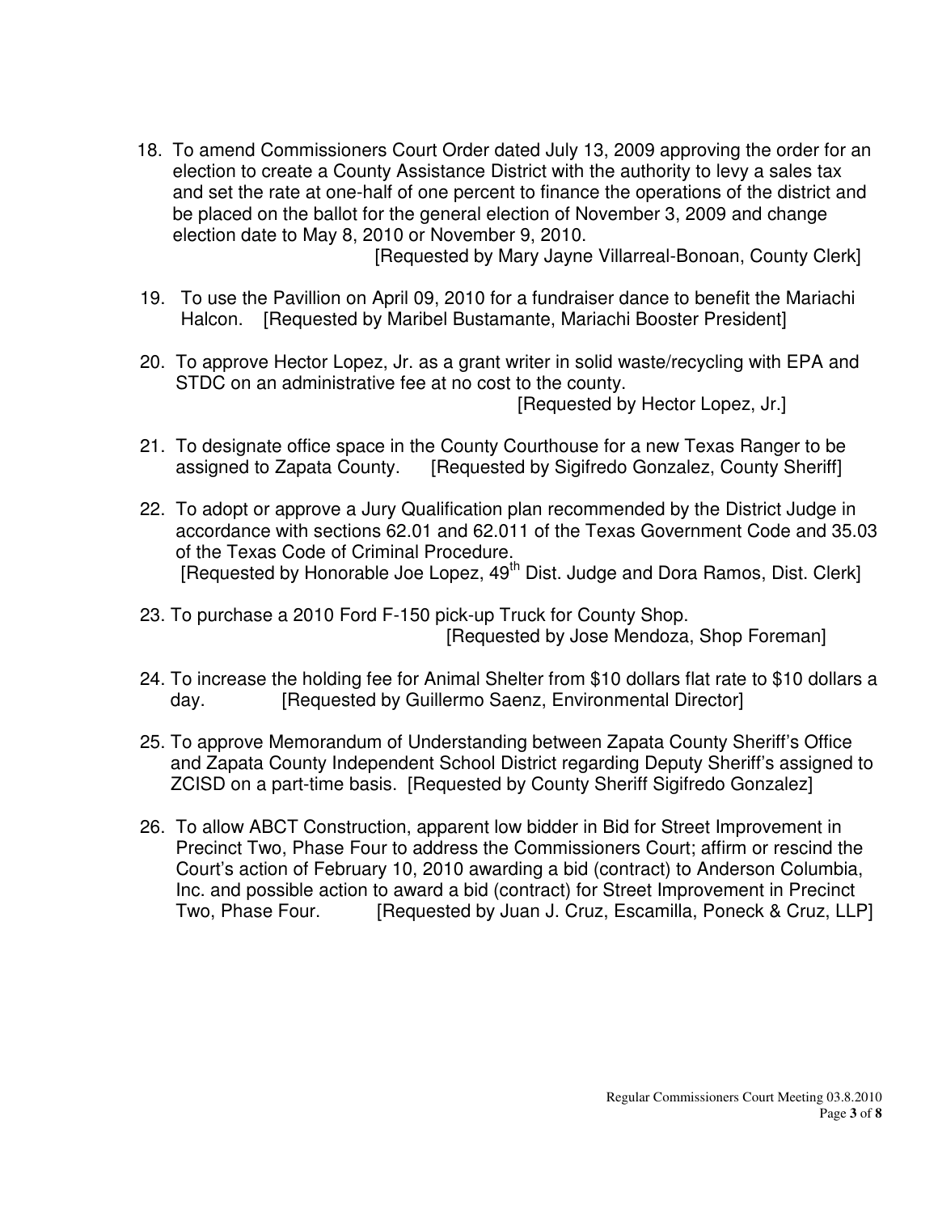18. To amend Commissioners Court Order dated July 13, 2009 approving the order for an election to create a County Assistance District with the authority to levy a sales tax and set the rate at one-half of one percent to finance the operations of the district and be placed on the ballot for the general election of November 3, 2009 and change election date to May 8, 2010 or November 9, 2010.
[Requested by Mary Jayne Villarreal-Bonoan, County Clerk]

19. To use the Pavillion on April 09, 2010 for a fundraiser dance to benefit the Mariachi Halcon. [Requested by Maribel Bustamante, Mariachi Booster President]

20. To approve Hector Lopez, Jr. as a grant writer in solid waste/recycling with EPA and STDC on an administrative fee at no cost to the county.
[Requested by Hector Lopez, Jr.]

21. To designate office space in the County Courthouse for a new Texas Ranger to be assigned to Zapata County. [Requested by Sigifredo Gonzalez, County Sheriff]

22. To adopt or approve a Jury Qualification plan recommended by the District Judge in accordance with sections 62.01 and 62.011 of the Texas Government Code and 35.03 of the Texas Code of Criminal Procedure.
[Requested by Honorable Joe Lopez, 49th Dist. Judge and Dora Ramos, Dist. Clerk]

23. To purchase a 2010 Ford F-150 pick-up Truck for County Shop.
[Requested by Jose Mendoza, Shop Foreman]

24. To increase the holding fee for Animal Shelter from $10 dollars flat rate to $10 dollars a day. [Requested by Guillermo Saenz, Environmental Director]

25. To approve Memorandum of Understanding between Zapata County Sheriff's Office and Zapata County Independent School District regarding Deputy Sheriff's assigned to ZCISD on a part-time basis. [Requested by County Sheriff Sigifredo Gonzalez]

26. To allow ABCT Construction, apparent low bidder in Bid for Street Improvement in Precinct Two, Phase Four to address the Commissioners Court; affirm or rescind the Court's action of February 10, 2010 awarding a bid (contract) to Anderson Columbia, Inc. and possible action to award a bid (contract) for Street Improvement in Precinct Two, Phase Four. [Requested by Juan J. Cruz, Escamilla, Poneck & Cruz, LLP]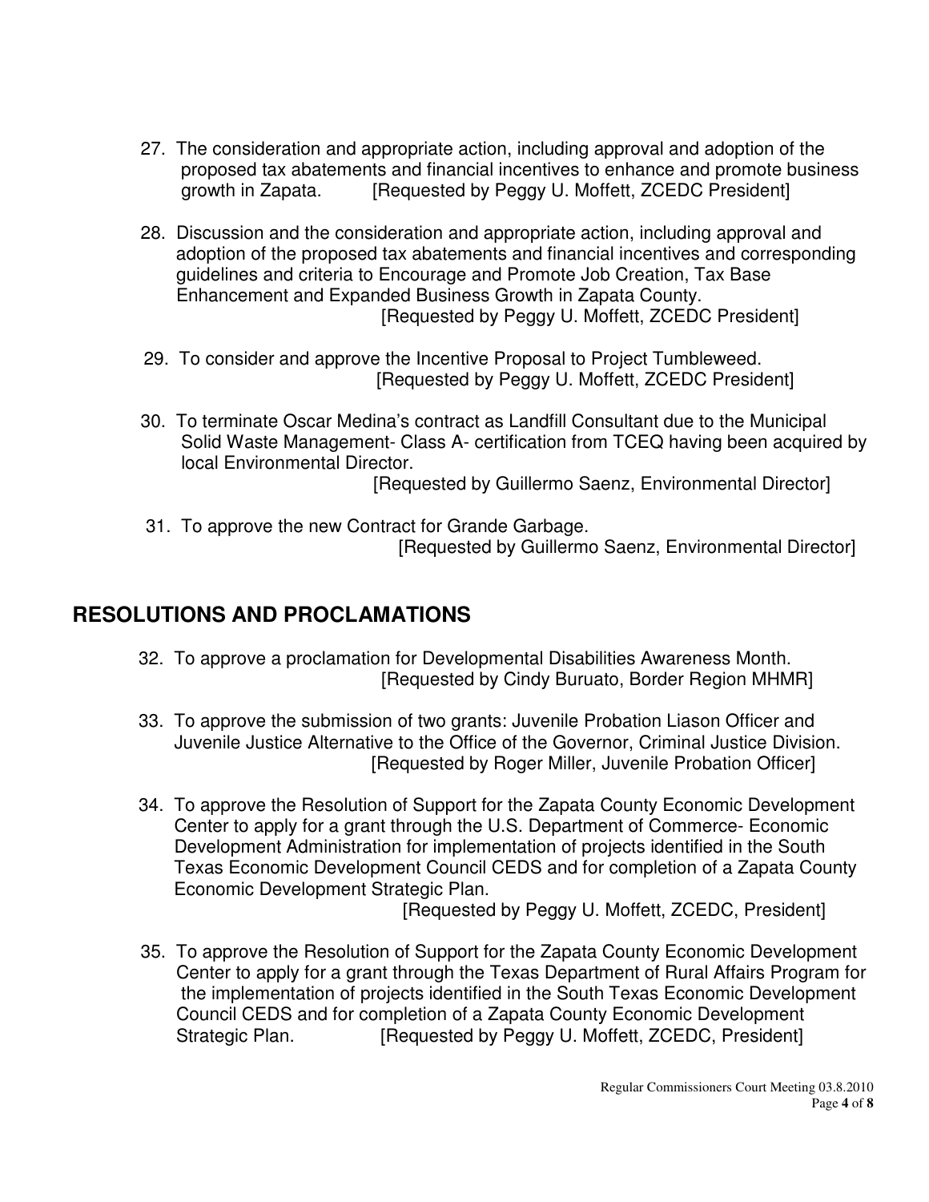27. The consideration and appropriate action, including approval and adoption of the proposed tax abatements and financial incentives to enhance and promote business growth in Zapata. [Requested by Peggy U. Moffett, ZCEDC President]

28. Discussion and the consideration and appropriate action, including approval and adoption of the proposed tax abatements and financial incentives and corresponding guidelines and criteria to Encourage and Promote Job Creation, Tax Base Enhancement and Expanded Business Growth in Zapata County. [Requested by Peggy U. Moffett, ZCEDC President]

29. To consider and approve the Incentive Proposal to Project Tumbleweed. [Requested by Peggy U. Moffett, ZCEDC President]

30. To terminate Oscar Medina's contract as Landfill Consultant due to the Municipal Solid Waste Management- Class A- certification from TCEQ having been acquired by local Environmental Director. [Requested by Guillermo Saenz, Environmental Director]

31. To approve the new Contract for Grande Garbage. [Requested by Guillermo Saenz, Environmental Director]

## RESOLUTIONS AND PROCLAMATIONS

32. To approve a proclamation for Developmental Disabilities Awareness Month. [Requested by Cindy Buruato, Border Region MHMR]

33. To approve the submission of two grants: Juvenile Probation Liason Officer and Juvenile Justice Alternative to the Office of the Governor, Criminal Justice Division. [Requested by Roger Miller, Juvenile Probation Officer]

34. To approve the Resolution of Support for the Zapata County Economic Development Center to apply for a grant through the U.S. Department of Commerce- Economic Development Administration for implementation of projects identified in the South Texas Economic Development Council CEDS and for completion of a Zapata County Economic Development Strategic Plan. [Requested by Peggy U. Moffett, ZCEDC, President]

35. To approve the Resolution of Support for the Zapata County Economic Development Center to apply for a grant through the Texas Department of Rural Affairs Program for the implementation of projects identified in the South Texas Economic Development Council CEDS and for completion of a Zapata County Economic Development Strategic Plan. [Requested by Peggy U. Moffett, ZCEDC, President]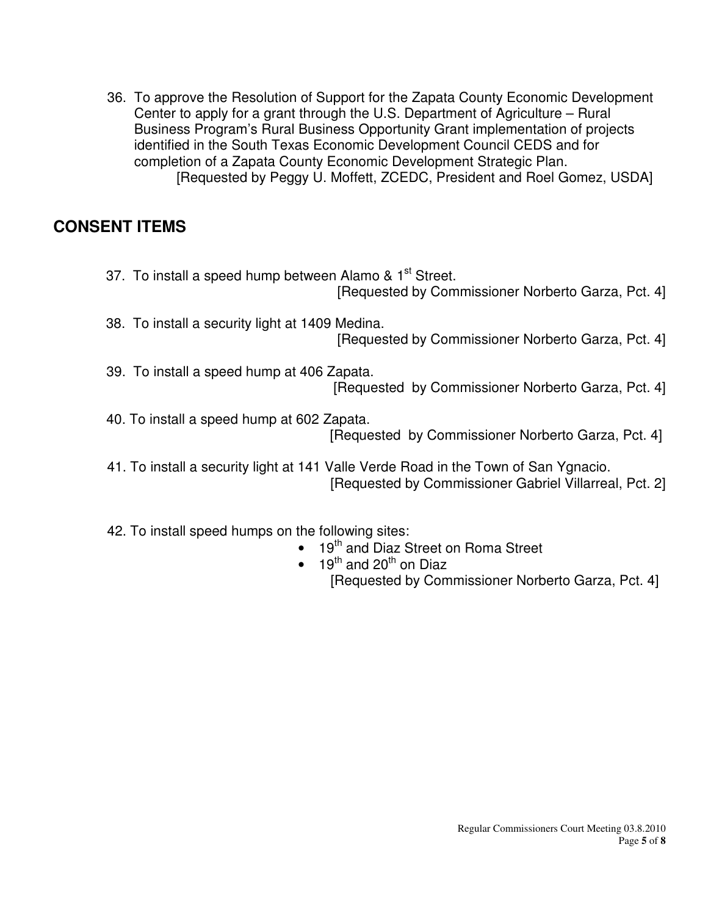36. To approve the Resolution of Support for the Zapata County Economic Development Center to apply for a grant through the U.S. Department of Agriculture – Rural Business Program's Rural Business Opportunity Grant implementation of projects identified in the South Texas Economic Development Council CEDS and for completion of a Zapata County Economic Development Strategic Plan.
    [Requested by Peggy U. Moffett, ZCEDC, President and Roel Gomez, USDA]

## CONSENT ITEMS

37. To install a speed hump between Alamo & 1st Street.
    [Requested by Commissioner Norberto Garza, Pct. 4]

38. To install a security light at 1409 Medina.
    [Requested by Commissioner Norberto Garza, Pct. 4]

39. To install a speed hump at 406 Zapata.
    [Requested by Commissioner Norberto Garza, Pct. 4]

40. To install a speed hump at 602 Zapata.
    [Requested by Commissioner Norberto Garza, Pct. 4]

41. To install a security light at 141 Valle Verde Road in the Town of San Ygnacio.
    [Requested by Commissioner Gabriel Villarreal, Pct. 2]

42. To install speed humps on the following sites:
    - 19th and Diaz Street on Roma Street
    - 19th and 20th on Diaz

    [Requested by Commissioner Norberto Garza, Pct. 4]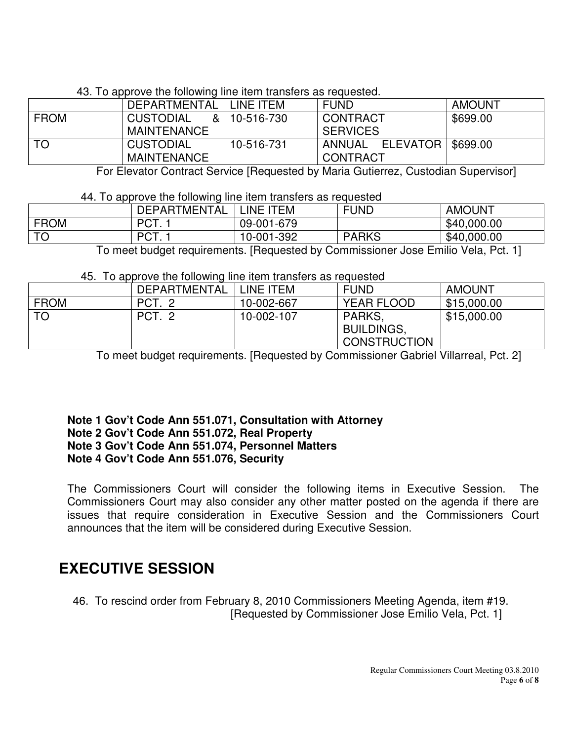43. To approve the following line item transfers as requested.

| | DEPARTMENTAL | LINE ITEM | FUND | AMOUNT |
|---|---|---|---|---|
| FROM | CUSTODIAL & MAINTENANCE | 10-516-730 | CONTRACT SERVICES | $699.00 |
| TO | CUSTODIAL MAINTENANCE | 10-516-731 | ANNUAL ELEVATOR CONTRACT | $699.00 |

For Elevator Contract Service [Requested by Maria Gutierrez, Custodian Supervisor]

44. To approve the following line item transfers as requested

| | DEPARTMENTAL | LINE ITEM | FUND | AMOUNT |
|---|---|---|---|---|
| FROM | PCT. 1 | 09-001-679 | | $40,000.00 |
| TO | PCT. 1 | 10-001-392 | PARKS | $40,000.00 |

To meet budget requirements. [Requested by Commissioner Jose Emilio Vela, Pct. 1]

45. To approve the following line item transfers as requested

| | DEPARTMENTAL | LINE ITEM | FUND | AMOUNT |
|---|---|---|---|---|
| FROM | PCT. 2 | 10-002-667 | YEAR FLOOD | $15,000.00 |
| TO | PCT. 2 | 10-002-107 | PARKS, BUILDINGS, CONSTRUCTION | $15,000.00 |

To meet budget requirements. [Requested by Commissioner Gabriel Villarreal, Pct. 2]

**Note 1 Gov't Code Ann 551.071, Consultation with Attorney**
**Note 2 Gov't Code Ann 551.072, Real Property**
**Note 3 Gov't Code Ann 551.074, Personnel Matters**
**Note 4 Gov't Code Ann 551.076, Security**

The Commissioners Court will consider the following items in Executive Session. The Commissioners Court may also consider any other matter posted on the agenda if there are issues that require consideration in Executive Session and the Commissioners Court announces that the item will be considered during Executive Session.

# EXECUTIVE SESSION

46. To rescind order from February 8, 2010 Commissioners Meeting Agenda, item #19. [Requested by Commissioner Jose Emilio Vela, Pct. 1]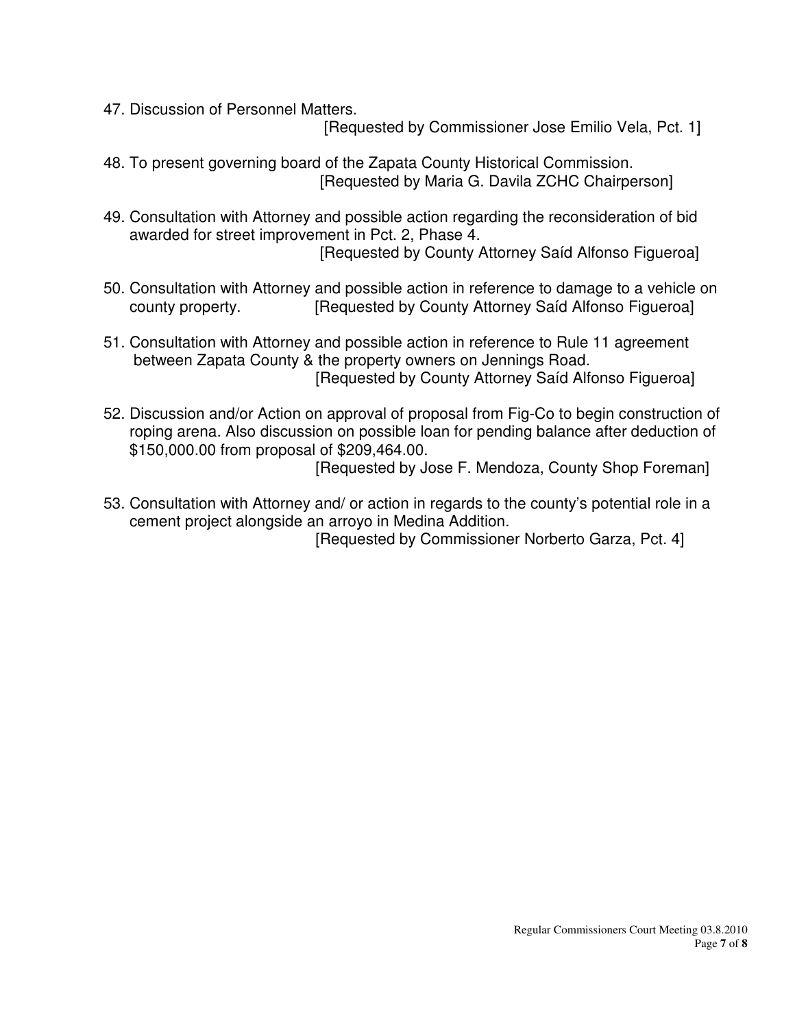47. Discussion of Personnel Matters.
[Requested by Commissioner Jose Emilio Vela, Pct. 1]

48. To present governing board of the Zapata County Historical Commission.
[Requested by Maria G. Davila ZCHC Chairperson]

49. Consultation with Attorney and possible action regarding the reconsideration of bid awarded for street improvement in Pct. 2, Phase 4.
[Requested by County Attorney Saíd Alfonso Figueroa]

50. Consultation with Attorney and possible action in reference to damage to a vehicle on county property. [Requested by County Attorney Saíd Alfonso Figueroa]

51. Consultation with Attorney and possible action in reference to Rule 11 agreement between Zapata County & the property owners on Jennings Road.
[Requested by County Attorney Saíd Alfonso Figueroa]

52. Discussion and/or Action on approval of proposal from Fig-Co to begin construction of roping arena. Also discussion on possible loan for pending balance after deduction of $150,000.00 from proposal of $209,464.00.
[Requested by Jose F. Mendoza, County Shop Foreman]

53. Consultation with Attorney and/ or action in regards to the county's potential role in a cement project alongside an arroyo in Medina Addition.
[Requested by Commissioner Norberto Garza, Pct. 4]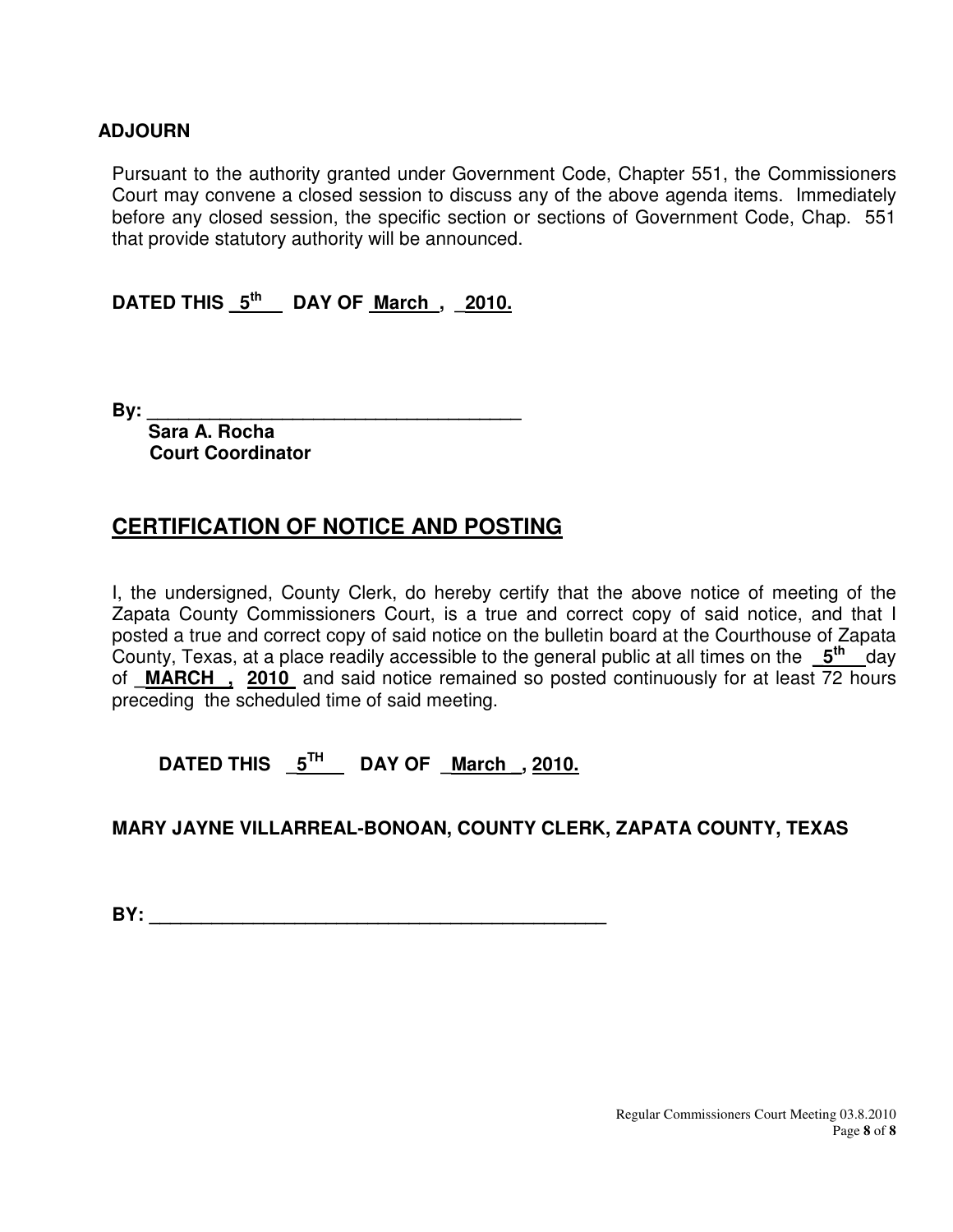**ADJOURN**

Pursuant to the authority granted under Government Code, Chapter 551, the Commissioners Court may convene a closed session to discuss any of the above agenda items. Immediately before any closed session, the specific section or sections of Government Code, Chap. 551 that provide statutory authority will be announced.

**DATED THIS 5th DAY OF March , 2010.**

**By: \_\_\_\_\_\_\_\_\_\_\_\_\_\_\_\_\_\_\_\_\_\_\_\_\_\_\_\_\_\_\_\_\_\_\_\_**
**Sara A. Rocha**
**Court Coordinator**

## CERTIFICATION OF NOTICE AND POSTING

I, the undersigned, County Clerk, do hereby certify that the above notice of meeting of the Zapata County Commissioners Court, is a true and correct copy of said notice, and that I posted a true and correct copy of said notice on the bulletin board at the Courthouse of Zapata County, Texas, at a place readily accessible to the general public at all times on the **5th** day of **MARCH , 2010** and said notice remained so posted continuously for at least 72 hours preceding the scheduled time of said meeting.

**DATED THIS 5TH DAY OF March , 2010.**

**MARY JAYNE VILLARREAL-BONOAN, COUNTY CLERK, ZAPATA COUNTY, TEXAS**

**BY: \_\_\_\_\_\_\_\_\_\_\_\_\_\_\_\_\_\_\_\_\_\_\_\_\_\_\_\_\_\_\_\_\_\_\_\_\_\_\_\_\_\_\_\_**